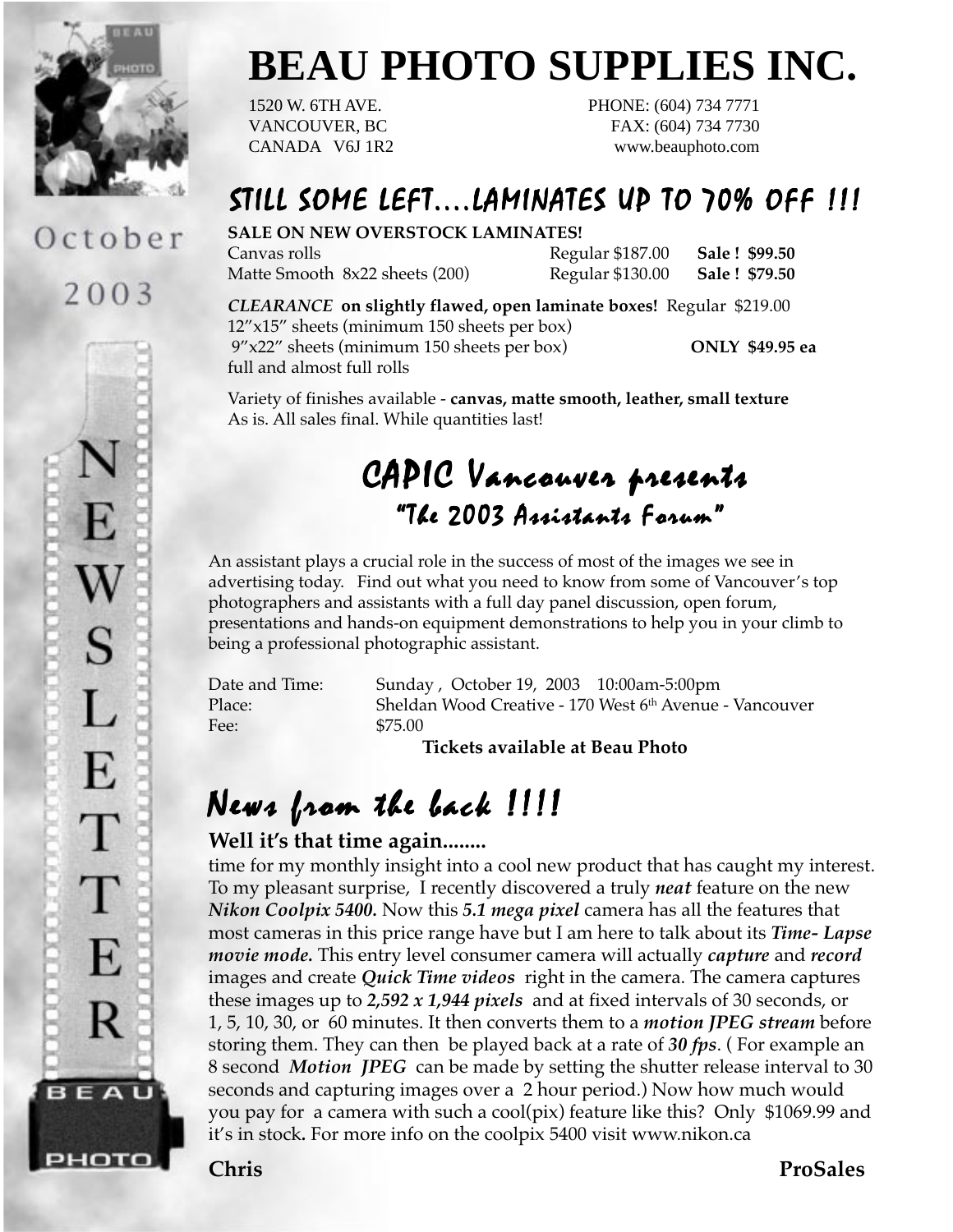# BEAU PHOTO SUPPLIES INC.

1520 W. 6TH AVE.
VANCOUVER, BC
CANADA V6J 1R2

PHONE: (604) 734 7771
FAX: (604) 734 7730
www.beauphoto.com

October 2003

NEWSLETTER

## STILL SOME LEFT....LAMINATES UP TO 70% OFF !!!

**SALE ON NEW OVERSTOCK LAMINATES!**

| | | |
|---|---|---|
| Canvas rolls | Regular $187.00 | **Sale ! $99.50** |
| Matte Smooth 8x22 sheets (200) | Regular $130.00 | **Sale ! $79.50** |

***CLEARANCE* on slightly flawed, open laminate boxes!** Regular $219.00
12"x15" sheets (minimum 150 sheets per box)
9"x22" sheets (minimum 150 sheets per box) **ONLY $49.95 ea**
full and almost full rolls

Variety of finishes available - **canvas, matte smooth, leather, small texture**
As is. All sales final. While quantities last!

## CAPIC Vancouver presents
### "The 2003 Assistants Forum"

An assistant plays a crucial role in the success of most of the images we see in advertising today. Find out what you need to know from some of Vancouver's top photographers and assistants with a full day panel discussion, open forum, presentations and hands-on equipment demonstrations to help you in your climb to being a professional photographic assistant.

| | |
|---|---|
| Date and Time: | Sunday , October 19, 2003 10:00am-5:00pm |
| Place: | Sheldan Wood Creative - 170 West 6th Avenue - Vancouver |
| Fee: | $75.00 |

**Tickets available at Beau Photo**

## News from the back !!!!

**Well it's that time again........**

time for my monthly insight into a cool new product that has caught my interest. To my pleasant surprise, I recently discovered a truly ***neat*** feature on the new ***Nikon Coolpix 5400.*** Now this ***5.1 mega pixel*** camera has all the features that most cameras in this price range have but I am here to talk about its ***Time- Lapse movie mode.*** This entry level consumer camera will actually ***capture*** and ***record*** images and create ***Quick Time videos*** right in the camera. The camera captures these images up to ***2,592 x 1,944 pixels*** and at fixed intervals of 30 seconds, or 1, 5, 10, 30, or 60 minutes. It then converts them to a ***motion JPEG stream*** before storing them. They can then be played back at a rate of ***30 fps***. ( For example an 8 second ***Motion JPEG*** can be made by setting the shutter release interval to 30 seconds and capturing images over a 2 hour period.) Now how much would you pay for a camera with such a cool(pix) feature like this? Only $1069.99 and it's in stock**.** For more info on the coolpix 5400 visit www.nikon.ca

**Chris** **ProSales**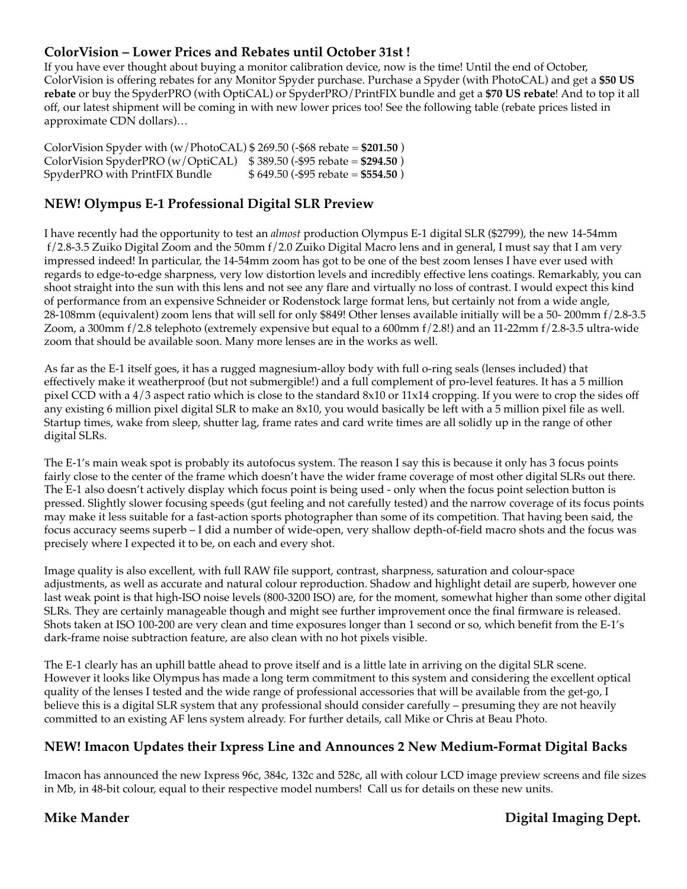### ColorVision – Lower Prices and Rebates until October 31st !

If you have ever thought about buying a monitor calibration device, now is the time! Until the end of October, ColorVision is offering rebates for any Monitor Spyder purchase. Purchase a Spyder (with PhotoCAL) and get a **$50 US rebate** or buy the SpyderPRO (with OptiCAL) or SpyderPRO/PrintFIX bundle and get a **$70 US rebate**! And to top it all off, our latest shipment will be coming in with new lower prices too! See the following table (rebate prices listed in approximate CDN dollars)…

| | |
|---|---|
| ColorVision Spyder with (w/PhotoCAL) | $ 269.50 (-$68 rebate = **$201.50** ) |
| ColorVision SpyderPRO (w/OptiCAL) | $ 389.50 (-$95 rebate = **$294.50** ) |
| SpyderPRO with PrintFIX Bundle | $ 649.50 (-$95 rebate = **$554.50** ) |

### NEW! Olympus E-1 Professional Digital SLR Preview

I have recently had the opportunity to test an *almost* production Olympus E-1 digital SLR ($2799), the new 14-54mm f/2.8-3.5 Zuiko Digital Zoom and the 50mm f/2.0 Zuiko Digital Macro lens and in general, I must say that I am very impressed indeed! In particular, the 14-54mm zoom has got to be one of the best zoom lenses I have ever used with regards to edge-to-edge sharpness, very low distortion levels and incredibly effective lens coatings. Remarkably, you can shoot straight into the sun with this lens and not see any flare and virtually no loss of contrast. I would expect this kind of performance from an expensive Schneider or Rodenstock large format lens, but certainly not from a wide angle, 28-108mm (equivalent) zoom lens that will sell for only $849! Other lenses available initially will be a 50- 200mm f/2.8-3.5 Zoom, a 300mm f/2.8 telephoto (extremely expensive but equal to a 600mm f/2.8!) and an 11-22mm f/2.8-3.5 ultra-wide zoom that should be available soon. Many more lenses are in the works as well.

As far as the E-1 itself goes, it has a rugged magnesium-alloy body with full o-ring seals (lenses included) that effectively make it weatherproof (but not submergible!) and a full complement of pro-level features. It has a 5 million pixel CCD with a 4/3 aspect ratio which is close to the standard 8x10 or 11x14 cropping. If you were to crop the sides off any existing 6 million pixel digital SLR to make an 8x10, you would basically be left with a 5 million pixel file as well. Startup times, wake from sleep, shutter lag, frame rates and card write times are all solidly up in the range of other digital SLRs.

The E-1's main weak spot is probably its autofocus system. The reason I say this is because it only has 3 focus points fairly close to the center of the frame which doesn't have the wider frame coverage of most other digital SLRs out there. The E-1 also doesn't actively display which focus point is being used - only when the focus point selection button is pressed. Slightly slower focusing speeds (gut feeling and not carefully tested) and the narrow coverage of its focus points may make it less suitable for a fast-action sports photographer than some of its competition. That having been said, the focus accuracy seems superb – I did a number of wide-open, very shallow depth-of-field macro shots and the focus was precisely where I expected it to be, on each and every shot.

Image quality is also excellent, with full RAW file support, contrast, sharpness, saturation and colour-space adjustments, as well as accurate and natural colour reproduction. Shadow and highlight detail are superb, however one last weak point is that high-ISO noise levels (800-3200 ISO) are, for the moment, somewhat higher than some other digital SLRs. They are certainly manageable though and might see further improvement once the final firmware is released. Shots taken at ISO 100-200 are very clean and time exposures longer than 1 second or so, which benefit from the E-1's dark-frame noise subtraction feature, are also clean with no hot pixels visible.

The E-1 clearly has an uphill battle ahead to prove itself and is a little late in arriving on the digital SLR scene. However it looks like Olympus has made a long term commitment to this system and considering the excellent optical quality of the lenses I tested and the wide range of professional accessories that will be available from the get-go, I believe this is a digital SLR system that any professional should consider carefully – presuming they are not heavily committed to an existing AF lens system already. For further details, call Mike or Chris at Beau Photo.

### NEW! Imacon Updates their Ixpress Line and Announces 2 New Medium-Format Digital Backs

Imacon has announced the new Ixpress 96c, 384c, 132c and 528c, all with colour LCD image preview screens and file sizes in Mb, in 48-bit colour, equal to their respective model numbers! Call us for details on these new units.

**Mike Mander** **Digital Imaging Dept.**